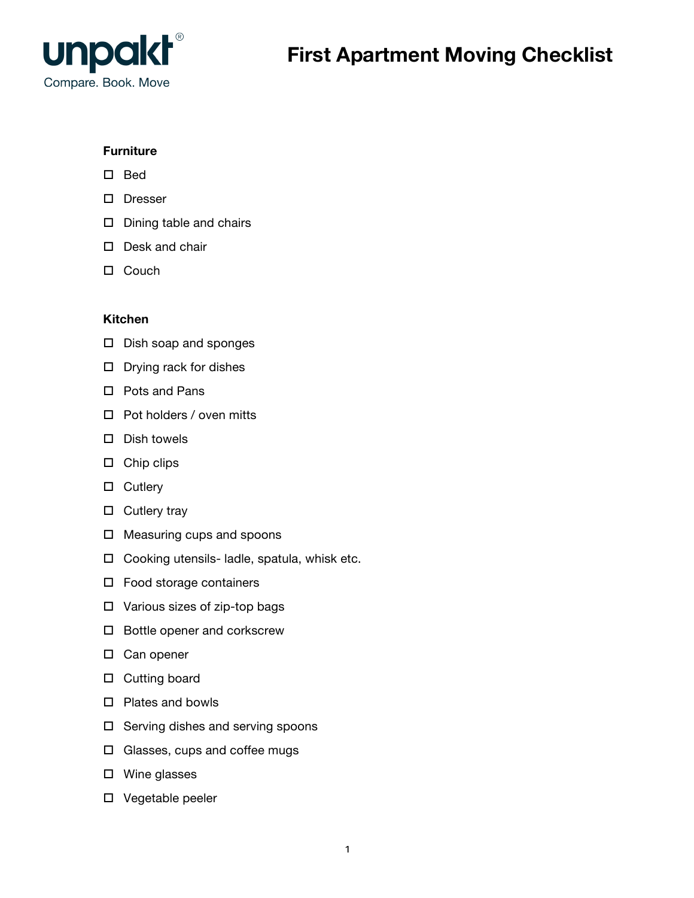unpakt®
Compare. Book. Move

# First Apartment Moving Checklist

**Furniture**

- [ ] Bed
- [ ] Dresser
- [ ] Dining table and chairs
- [ ] Desk and chair
- [ ] Couch

**Kitchen**

- [ ] Dish soap and sponges
- [ ] Drying rack for dishes
- [ ] Pots and Pans
- [ ] Pot holders / oven mitts
- [ ] Dish towels
- [ ] Chip clips
- [ ] Cutlery
- [ ] Cutlery tray
- [ ] Measuring cups and spoons
- [ ] Cooking utensils- ladle, spatula, whisk etc.
- [ ] Food storage containers
- [ ] Various sizes of zip-top bags
- [ ] Bottle opener and corkscrew
- [ ] Can opener
- [ ] Cutting board
- [ ] Plates and bowls
- [ ] Serving dishes and serving spoons
- [ ] Glasses, cups and coffee mugs
- [ ] Wine glasses
- [ ] Vegetable peeler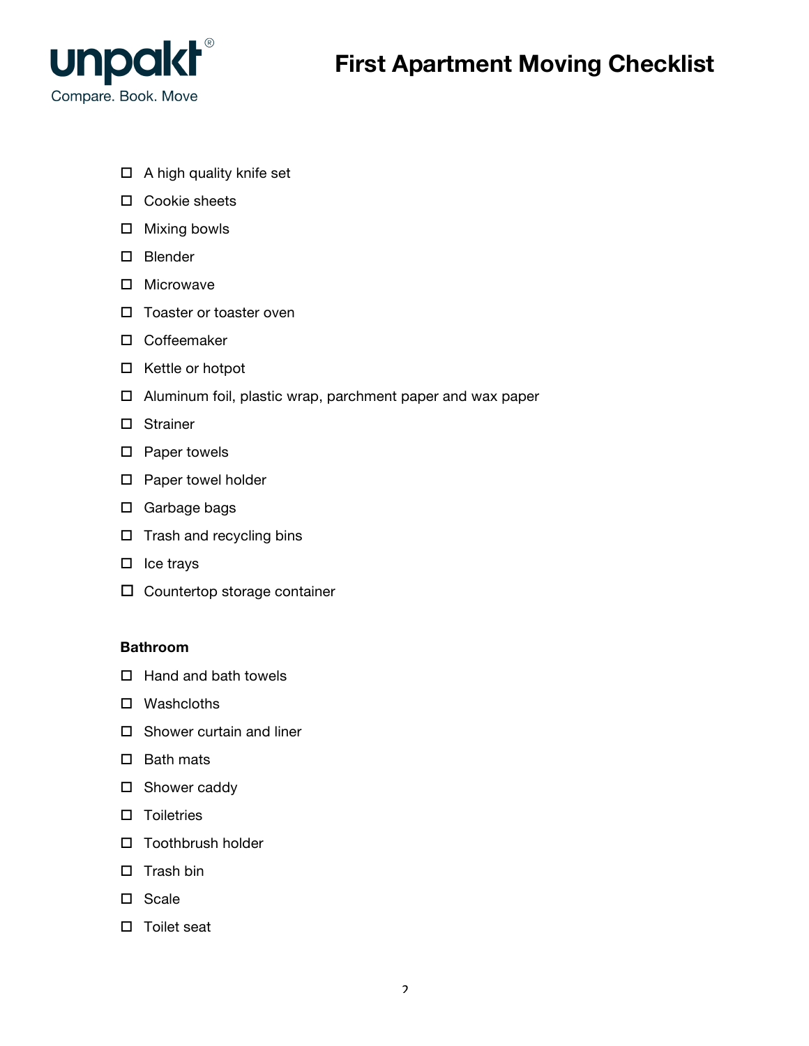- ☐ A high quality knife set
- ☐ Cookie sheets
- ☐ Mixing bowls
- ☐ Blender
- ☐ Microwave
- ☐ Toaster or toaster oven
- ☐ Coffeemaker
- ☐ Kettle or hotpot
- ☐ Aluminum foil, plastic wrap, parchment paper and wax paper
- ☐ Strainer
- ☐ Paper towels
- ☐ Paper towel holder
- ☐ Garbage bags
- ☐ Trash and recycling bins
- ☐ Ice trays
- ☐ Countertop storage container

**Bathroom**

- ☐ Hand and bath towels
- ☐ Washcloths
- ☐ Shower curtain and liner
- ☐ Bath mats
- ☐ Shower caddy
- ☐ Toiletries
- ☐ Toothbrush holder
- ☐ Trash bin
- ☐ Scale
- ☐ Toilet seat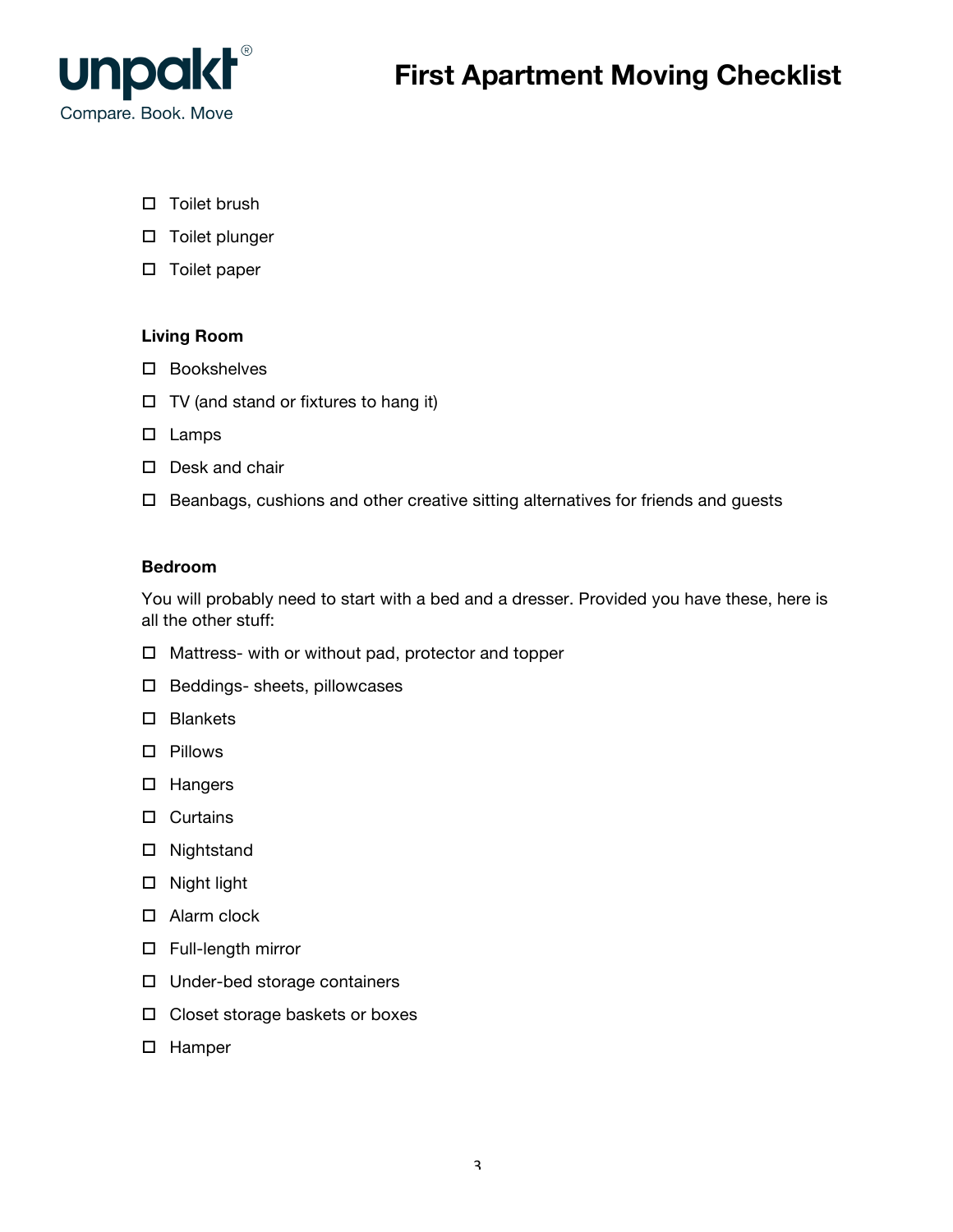- ☐ Toilet brush
- ☐ Toilet plunger
- ☐ Toilet paper

**Living Room**

- ☐ Bookshelves
- ☐ TV (and stand or fixtures to hang it)
- ☐ Lamps
- ☐ Desk and chair
- ☐ Beanbags, cushions and other creative sitting alternatives for friends and guests

**Bedroom**

You will probably need to start with a bed and a dresser. Provided you have these, here is all the other stuff:

- ☐ Mattress- with or without pad, protector and topper
- ☐ Beddings- sheets, pillowcases
- ☐ Blankets
- ☐ Pillows
- ☐ Hangers
- ☐ Curtains
- ☐ Nightstand
- ☐ Night light
- ☐ Alarm clock
- ☐ Full-length mirror
- ☐ Under-bed storage containers
- ☐ Closet storage baskets or boxes
- ☐ Hamper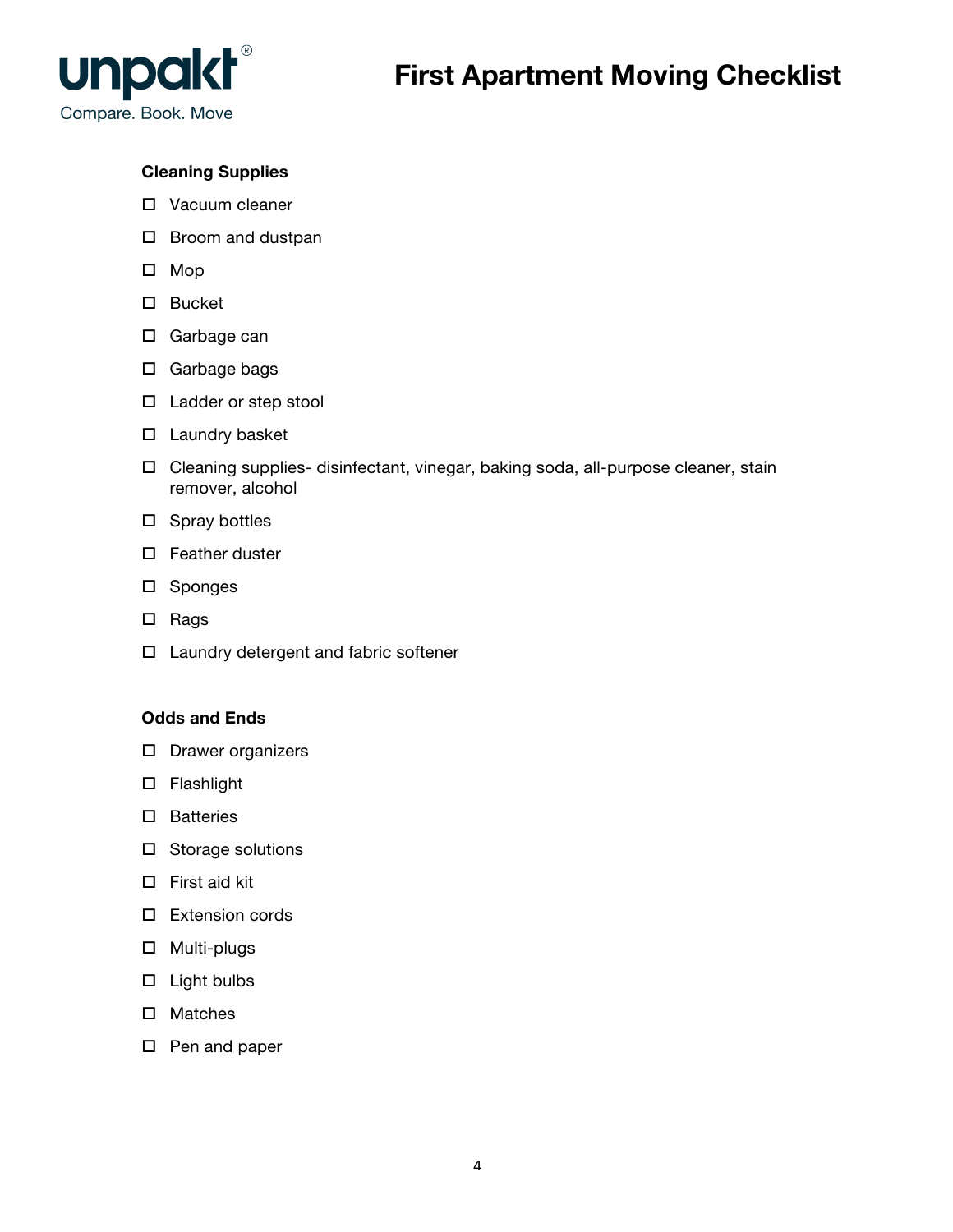**Cleaning Supplies**

- ☐ Vacuum cleaner
- ☐ Broom and dustpan
- ☐ Mop
- ☐ Bucket
- ☐ Garbage can
- ☐ Garbage bags
- ☐ Ladder or step stool
- ☐ Laundry basket
- ☐ Cleaning supplies- disinfectant, vinegar, baking soda, all-purpose cleaner, stain remover, alcohol
- ☐ Spray bottles
- ☐ Feather duster
- ☐ Sponges
- ☐ Rags
- ☐ Laundry detergent and fabric softener

**Odds and Ends**

- ☐ Drawer organizers
- ☐ Flashlight
- ☐ Batteries
- ☐ Storage solutions
- ☐ First aid kit
- ☐ Extension cords
- ☐ Multi-plugs
- ☐ Light bulbs
- ☐ Matches
- ☐ Pen and paper